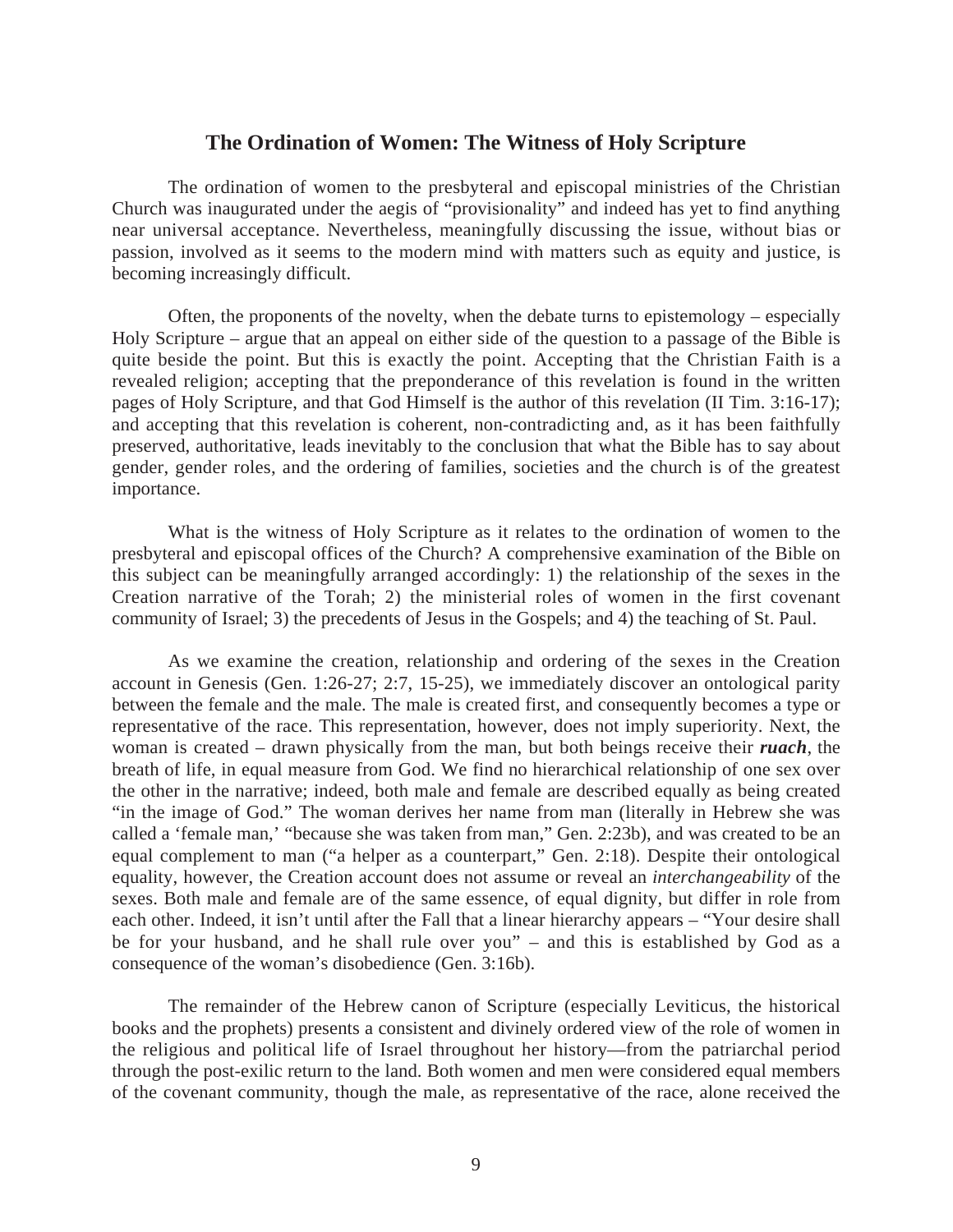## The Ordination of Women: The Witness of Holy Scripture

The ordination of women to the presbyteral and episcopal ministries of the Christian Church was inaugurated under the aegis of "provisionality" and indeed has yet to find anything near universal acceptance. Nevertheless, meaningfully discussing the issue, without bias or passion, involved as it seems to the modern mind with matters such as equity and justice, is becoming increasingly difficult.

Often, the proponents of the novelty, when the debate turns to epistemology – especially Holy Scripture – argue that an appeal on either side of the question to a passage of the Bible is quite beside the point. But this is exactly the point. Accepting that the Christian Faith is a revealed religion; accepting that the preponderance of this revelation is found in the written pages of Holy Scripture, and that God Himself is the author of this revelation (II Tim. 3:16-17); and accepting that this revelation is coherent, non-contradicting and, as it has been faithfully preserved, authoritative, leads inevitably to the conclusion that what the Bible has to say about gender, gender roles, and the ordering of families, societies and the church is of the greatest importance.

What is the witness of Holy Scripture as it relates to the ordination of women to the presbyteral and episcopal offices of the Church? A comprehensive examination of the Bible on this subject can be meaningfully arranged accordingly: 1) the relationship of the sexes in the Creation narrative of the Torah; 2) the ministerial roles of women in the first covenant community of Israel; 3) the precedents of Jesus in the Gospels; and 4) the teaching of St. Paul.

As we examine the creation, relationship and ordering of the sexes in the Creation account in Genesis (Gen. 1:26-27; 2:7, 15-25), we immediately discover an ontological parity between the female and the male. The male is created first, and consequently becomes a type or representative of the race. This representation, however, does not imply superiority. Next, the woman is created – drawn physically from the man, but both beings receive their ***ruach***, the breath of life, in equal measure from God. We find no hierarchical relationship of one sex over the other in the narrative; indeed, both male and female are described equally as being created "in the image of God." The woman derives her name from man (literally in Hebrew she was called a 'female man,' "because she was taken from man," Gen. 2:23b), and was created to be an equal complement to man ("a helper as a counterpart," Gen. 2:18). Despite their ontological equality, however, the Creation account does not assume or reveal an *interchangeability* of the sexes. Both male and female are of the same essence, of equal dignity, but differ in role from each other. Indeed, it isn't until after the Fall that a linear hierarchy appears – "Your desire shall be for your husband, and he shall rule over you" – and this is established by God as a consequence of the woman's disobedience (Gen. 3:16b).

The remainder of the Hebrew canon of Scripture (especially Leviticus, the historical books and the prophets) presents a consistent and divinely ordered view of the role of women in the religious and political life of Israel throughout her history—from the patriarchal period through the post-exilic return to the land. Both women and men were considered equal members of the covenant community, though the male, as representative of the race, alone received the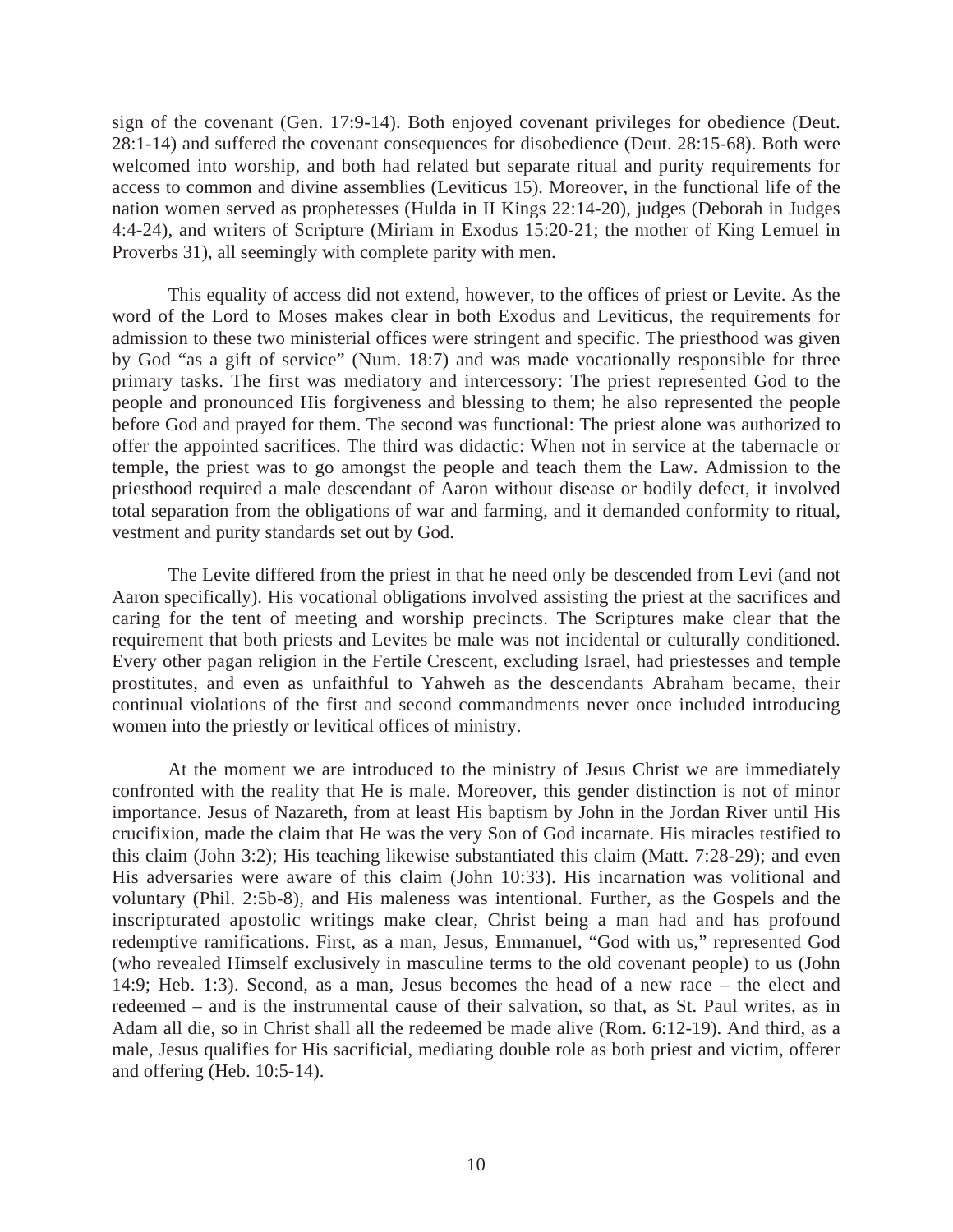sign of the covenant (Gen. 17:9-14). Both enjoyed covenant privileges for obedience (Deut. 28:1-14) and suffered the covenant consequences for disobedience (Deut. 28:15-68). Both were welcomed into worship, and both had related but separate ritual and purity requirements for access to common and divine assemblies (Leviticus 15). Moreover, in the functional life of the nation women served as prophetesses (Hulda in II Kings 22:14-20), judges (Deborah in Judges 4:4-24), and writers of Scripture (Miriam in Exodus 15:20-21; the mother of King Lemuel in Proverbs 31), all seemingly with complete parity with men.

This equality of access did not extend, however, to the offices of priest or Levite. As the word of the Lord to Moses makes clear in both Exodus and Leviticus, the requirements for admission to these two ministerial offices were stringent and specific. The priesthood was given by God "as a gift of service" (Num. 18:7) and was made vocationally responsible for three primary tasks. The first was mediatory and intercessory: The priest represented God to the people and pronounced His forgiveness and blessing to them; he also represented the people before God and prayed for them. The second was functional: The priest alone was authorized to offer the appointed sacrifices. The third was didactic: When not in service at the tabernacle or temple, the priest was to go amongst the people and teach them the Law. Admission to the priesthood required a male descendant of Aaron without disease or bodily defect, it involved total separation from the obligations of war and farming, and it demanded conformity to ritual, vestment and purity standards set out by God.

The Levite differed from the priest in that he need only be descended from Levi (and not Aaron specifically). His vocational obligations involved assisting the priest at the sacrifices and caring for the tent of meeting and worship precincts. The Scriptures make clear that the requirement that both priests and Levites be male was not incidental or culturally conditioned. Every other pagan religion in the Fertile Crescent, excluding Israel, had priestesses and temple prostitutes, and even as unfaithful to Yahweh as the descendants Abraham became, their continual violations of the first and second commandments never once included introducing women into the priestly or levitical offices of ministry.

At the moment we are introduced to the ministry of Jesus Christ we are immediately confronted with the reality that He is male. Moreover, this gender distinction is not of minor importance. Jesus of Nazareth, from at least His baptism by John in the Jordan River until His crucifixion, made the claim that He was the very Son of God incarnate. His miracles testified to this claim (John 3:2); His teaching likewise substantiated this claim (Matt. 7:28-29); and even His adversaries were aware of this claim (John 10:33). His incarnation was volitional and voluntary (Phil. 2:5b-8), and His maleness was intentional. Further, as the Gospels and the inscripturated apostolic writings make clear, Christ being a man had and has profound redemptive ramifications. First, as a man, Jesus, Emmanuel, "God with us," represented God (who revealed Himself exclusively in masculine terms to the old covenant people) to us (John 14:9; Heb. 1:3). Second, as a man, Jesus becomes the head of a new race – the elect and redeemed – and is the instrumental cause of their salvation, so that, as St. Paul writes, as in Adam all die, so in Christ shall all the redeemed be made alive (Rom. 6:12-19). And third, as a male, Jesus qualifies for His sacrificial, mediating double role as both priest and victim, offerer and offering (Heb. 10:5-14).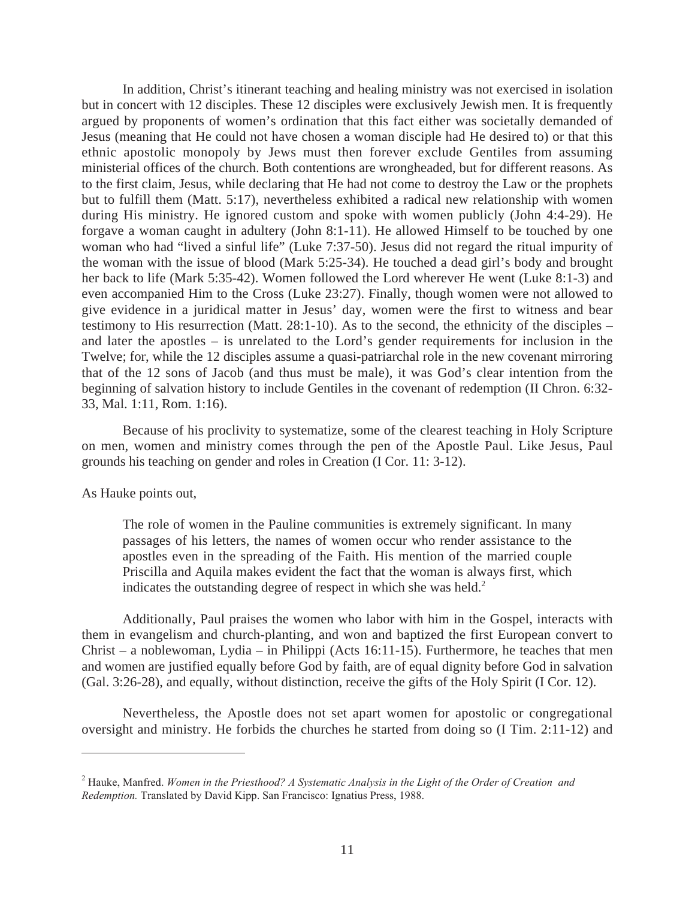In addition, Christ's itinerant teaching and healing ministry was not exercised in isolation but in concert with 12 disciples. These 12 disciples were exclusively Jewish men. It is frequently argued by proponents of women's ordination that this fact either was societally demanded of Jesus (meaning that He could not have chosen a woman disciple had He desired to) or that this ethnic apostolic monopoly by Jews must then forever exclude Gentiles from assuming ministerial offices of the church. Both contentions are wrongheaded, but for different reasons. As to the first claim, Jesus, while declaring that He had not come to destroy the Law or the prophets but to fulfill them (Matt. 5:17), nevertheless exhibited a radical new relationship with women during His ministry. He ignored custom and spoke with women publicly (John 4:4-29). He forgave a woman caught in adultery (John 8:1-11). He allowed Himself to be touched by one woman who had "lived a sinful life" (Luke 7:37-50). Jesus did not regard the ritual impurity of the woman with the issue of blood (Mark 5:25-34). He touched a dead girl's body and brought her back to life (Mark 5:35-42). Women followed the Lord wherever He went (Luke 8:1-3) and even accompanied Him to the Cross (Luke 23:27). Finally, though women were not allowed to give evidence in a juridical matter in Jesus' day, women were the first to witness and bear testimony to His resurrection (Matt. 28:1-10). As to the second, the ethnicity of the disciples – and later the apostles – is unrelated to the Lord's gender requirements for inclusion in the Twelve; for, while the 12 disciples assume a quasi-patriarchal role in the new covenant mirroring that of the 12 sons of Jacob (and thus must be male), it was God's clear intention from the beginning of salvation history to include Gentiles in the covenant of redemption (II Chron. 6:32-33, Mal. 1:11, Rom. 1:16).

Because of his proclivity to systematize, some of the clearest teaching in Holy Scripture on men, women and ministry comes through the pen of the Apostle Paul. Like Jesus, Paul grounds his teaching on gender and roles in Creation (I Cor. 11: 3-12).

As Hauke points out,

> The role of women in the Pauline communities is extremely significant. In many passages of his letters, the names of women occur who render assistance to the apostles even in the spreading of the Faith. His mention of the married couple Priscilla and Aquila makes evident the fact that the woman is always first, which indicates the outstanding degree of respect in which she was held.[2]

Additionally, Paul praises the women who labor with him in the Gospel, interacts with them in evangelism and church-planting, and won and baptized the first European convert to Christ – a noblewoman, Lydia – in Philippi (Acts 16:11-15). Furthermore, he teaches that men and women are justified equally before God by faith, are of equal dignity before God in salvation (Gal. 3:26-28), and equally, without distinction, receive the gifts of the Holy Spirit (I Cor. 12).

Nevertheless, the Apostle does not set apart women for apostolic or congregational oversight and ministry. He forbids the churches he started from doing so (I Tim. 2:11-12) and

---

[2] Hauke, Manfred. *Women in the Priesthood? A Systematic Analysis in the Light of the Order of Creation and Redemption.* Translated by David Kipp. San Francisco: Ignatius Press, 1988.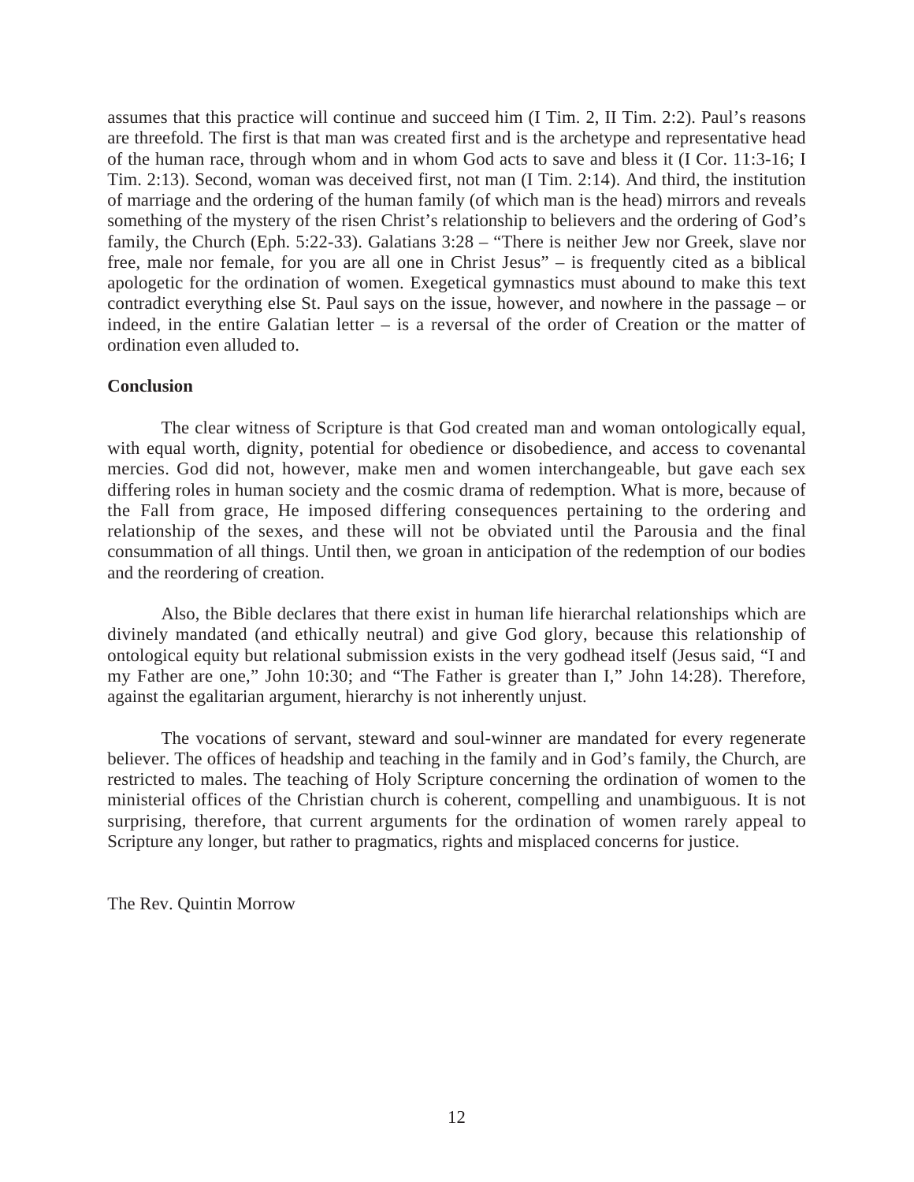assumes that this practice will continue and succeed him (I Tim. 2, II Tim. 2:2). Paul's reasons are threefold. The first is that man was created first and is the archetype and representative head of the human race, through whom and in whom God acts to save and bless it (I Cor. 11:3-16; I Tim. 2:13). Second, woman was deceived first, not man (I Tim. 2:14). And third, the institution of marriage and the ordering of the human family (of which man is the head) mirrors and reveals something of the mystery of the risen Christ's relationship to believers and the ordering of God's family, the Church (Eph. 5:22-33). Galatians 3:28 – "There is neither Jew nor Greek, slave nor free, male nor female, for you are all one in Christ Jesus" – is frequently cited as a biblical apologetic for the ordination of women. Exegetical gymnastics must abound to make this text contradict everything else St. Paul says on the issue, however, and nowhere in the passage – or indeed, in the entire Galatian letter – is a reversal of the order of Creation or the matter of ordination even alluded to.

**Conclusion**

The clear witness of Scripture is that God created man and woman ontologically equal, with equal worth, dignity, potential for obedience or disobedience, and access to covenantal mercies. God did not, however, make men and women interchangeable, but gave each sex differing roles in human society and the cosmic drama of redemption. What is more, because of the Fall from grace, He imposed differing consequences pertaining to the ordering and relationship of the sexes, and these will not be obviated until the Parousia and the final consummation of all things. Until then, we groan in anticipation of the redemption of our bodies and the reordering of creation.

Also, the Bible declares that there exist in human life hierarchal relationships which are divinely mandated (and ethically neutral) and give God glory, because this relationship of ontological equity but relational submission exists in the very godhead itself (Jesus said, "I and my Father are one," John 10:30; and "The Father is greater than I," John 14:28). Therefore, against the egalitarian argument, hierarchy is not inherently unjust.

The vocations of servant, steward and soul-winner are mandated for every regenerate believer. The offices of headship and teaching in the family and in God's family, the Church, are restricted to males. The teaching of Holy Scripture concerning the ordination of women to the ministerial offices of the Christian church is coherent, compelling and unambiguous. It is not surprising, therefore, that current arguments for the ordination of women rarely appeal to Scripture any longer, but rather to pragmatics, rights and misplaced concerns for justice.

The Rev. Quintin Morrow